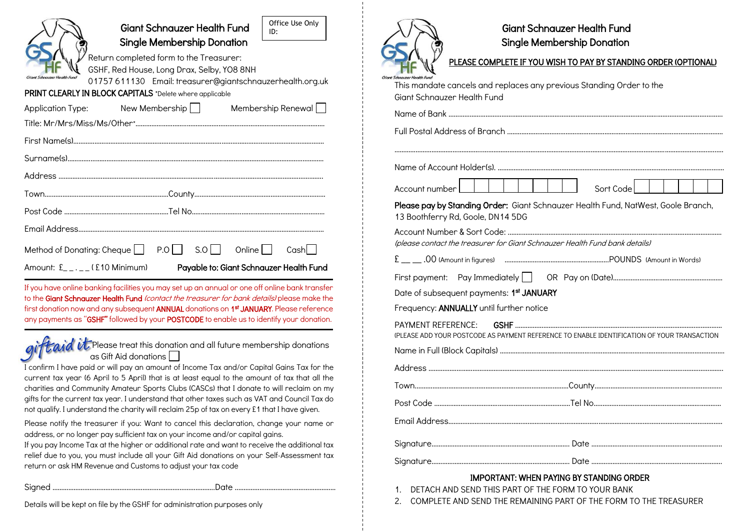# Giant Schnauzer Health Fund
## Single Membership Donation

Office Use Only
ID:

Return completed form to the Treasurer:
GSHF, Red House, Long Drax, Selby, YO8 8NH
01757 611130 Email: treasurer@giantschnauzerhealth.org.uk

**PRINT CLEARLY IN BLOCK CAPITALS** *Delete where applicable

Application Type: New Membership ☐ Membership Renewal ☐

Title: Mr/Mrs/Miss/Ms/Other*.......................................................................................

First Name(s).......................................................................................................

Surname(s)..........................................................................................................

Address ..............................................................................................................

Town.............................................................County...........................................

Post Code ....................................................Tel No...........................................

Email Address......................................................................................................

Method of Donating: Cheque ☐ P.O ☐ S.O ☐ Online ☐ Cash ☐

Amount: £_ _ . _ _ ( £10 Minimum) **Payable to: Giant Schnauzer Health Fund**

If you have online banking facilities you may set up an annual or one off online bank transfer to the **Giant Schnauzer Health Fund** *(contact the treasurer for bank details)* please make the first donation now and any subsequent **ANNUAL** donations on **1st JANUARY**. Please reference any payments as "**GSHF"** followed by your **POSTCODE** to enable us to identify your donation.

*giftaid it* Please treat this donation and all future membership donations as Gift Aid donations ☐

I confirm I have paid or will pay an amount of Income Tax and/or Capital Gains Tax for the current tax year (6 April to 5 April) that is at least equal to the amount of tax that all the charities and Community Amateur Sports Clubs (CASCs) that I donate to will reclaim on my gifts for the current tax year. I understand that other taxes such as VAT and Council Tax do not qualify. I understand the charity will reclaim 25p of tax on every £1 that I have given.

Please notify the treasurer if you: Want to cancel this declaration, change your name or address, or no longer pay sufficient tax on your income and/or capital gains.
If you pay Income Tax at the higher or additional rate and want to receive the additional tax relief due to you, you must include all your Gift Aid donations on your Self-Assessment tax return or ask HM Revenue and Customs to adjust your tax code

Signed ........................................................................Date ..........................................

Details will be kept on file by the GSHF for administration purposes only

# Giant Schnauzer Health Fund
## Single Membership Donation

**PLEASE COMPLETE IF YOU WISH TO PAY BY STANDING ORDER (OPTIONAL)**

This mandate cancels and replaces any previous Standing Order to the Giant Schnauzer Health Fund

Name of Bank .......................................................................................................

Full Postal Address of Branch ..................................................................................

.............................................................................................................................

Name of Account Holder(s). ......................................................................................

Account number ☐☐☐☐☐☐☐☐ Sort Code ☐☐☐☐☐☐

**Please pay by Standing Order:** Giant Schnauzer Health Fund, NatWest, Goole Branch, 13 Boothferry Rd, Goole, DN14 5DG

Account Number & Sort Code: ...................................................................................
*(please contact the treasurer for Giant Schnauzer Health Fund bank details)*

£ __ __ .00 (Amount in figures) ...........................................POUNDS (Amount in Words)

First payment: Pay Immediately ☐ OR Pay on (Date).............................................

Date of subsequent payments: **1st JANUARY**

Frequency: **ANNUALLY** until further notice

PAYMENT REFERENCE: **GSHF** ..............................................................................
(PLEASE ADD YOUR POSTCODE AS PAYMENT REFERENCE TO ENABLE IDENTIFICATION OF YOUR TRANSACTION

Name in Full (Block Capitals) ....................................................................................

Address ..............................................................................................................

Town.............................................................County...........................................

Post Code ....................................................Tel No...........................................

Email Address......................................................................................................

Signature.............................................................. Date .........................................

Signature.............................................................. Date .........................................

**IMPORTANT: WHEN PAYING BY STANDING ORDER**

1. DETACH AND SEND THIS PART OF THE FORM TO YOUR BANK
2. COMPLETE AND SEND THE REMAINING PART OF THE FORM TO THE TREASURER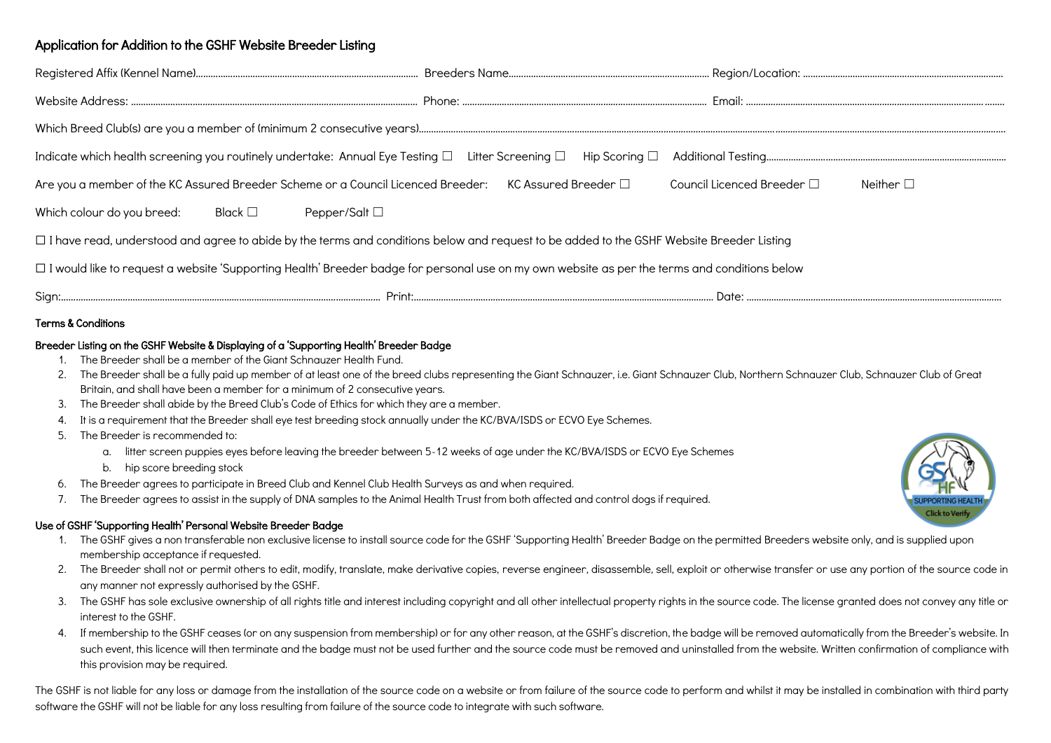## Application for Addition to the GSHF Website Breeder Listing

Registered Affix (Kennel Name)........................................ Breeders Name........................................ Region/Location: ........................................

Website Address: ........................................ Phone: ........................................ Email: ........................................

Which Breed Club(s) are you a member of (minimum 2 consecutive years)........................................

Indicate which health screening you routinely undertake: Annual Eye Testing ☐ Litter Screening ☐ Hip Scoring ☐ Additional Testing........................................

Are you a member of the KC Assured Breeder Scheme or a Council Licenced Breeder: KC Assured Breeder ☐ Council Licenced Breeder ☐ Neither ☐

Which colour do you breed: Black ☐ Pepper/Salt ☐

☐ I have read, understood and agree to abide by the terms and conditions below and request to be added to the GSHF Website Breeder Listing

☐ I would like to request a website 'Supporting Health' Breeder badge for personal use on my own website as per the terms and conditions below

Sign:........................................ Print:........................................ Date: ........................................

**Terms & Conditions**

**Breeder Listing on the GSHF Website & Displaying of a 'Supporting Health' Breeder Badge**

1. The Breeder shall be a member of the Giant Schnauzer Health Fund.
2. The Breeder shall be a fully paid up member of at least one of the breed clubs representing the Giant Schnauzer, i.e. Giant Schnauzer Club, Northern Schnauzer Club, Schnauzer Club of Great Britain, and shall have been a member for a minimum of 2 consecutive years.
3. The Breeder shall abide by the Breed Club's Code of Ethics for which they are a member.
4. It is a requirement that the Breeder shall eye test breeding stock annually under the KC/BVA/ISDS or ECVO Eye Schemes.
5. The Breeder is recommended to:
   a. litter screen puppies eyes before leaving the breeder between 5-12 weeks of age under the KC/BVA/ISDS or ECVO Eye Schemes
   b. hip score breeding stock
6. The Breeder agrees to participate in Breed Club and Kennel Club Health Surveys as and when required.
7. The Breeder agrees to assist in the supply of DNA samples to the Animal Health Trust from both affected and control dogs if required.

**Use of GSHF 'Supporting Health' Personal Website Breeder Badge**

1. The GSHF gives a non transferable non exclusive license to install source code for the GSHF 'Supporting Health' Breeder Badge on the permitted Breeders website only, and is supplied upon membership acceptance if requested.
2. The Breeder shall not or permit others to edit, modify, translate, make derivative copies, reverse engineer, disassemble, sell, exploit or otherwise transfer or use any portion of the source code in any manner not expressly authorised by the GSHF.
3. The GSHF has sole exclusive ownership of all rights title and interest including copyright and all other intellectual property rights in the source code. The license granted does not convey any title or interest to the GSHF.
4. If membership to the GSHF ceases (or on any suspension from membership) or for any other reason, at the GSHF's discretion, the badge will be removed automatically from the Breeder's website. In such event, this licence will then terminate and the badge must not be used further and the source code must be removed and uninstalled from the website. Written confirmation of compliance with this provision may be required.

The GSHF is not liable for any loss or damage from the installation of the source code on a website or from failure of the source code to perform and whilst it may be installed in combination with third party software the GSHF will not be liable for any loss resulting from failure of the source code to integrate with such software.